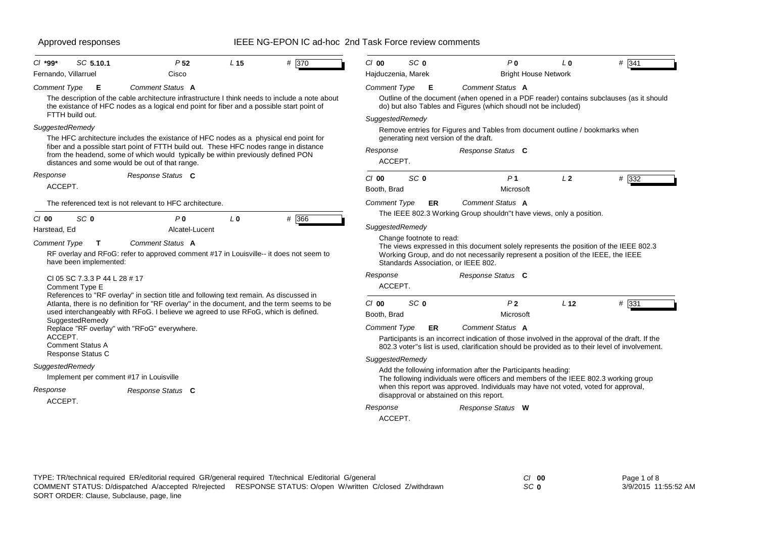Approved responses

# IEEE NG-EPON IC ad-hoc 2nd Task Force review comments

---

*Cl* **\*99\*** *SC* **5.10.1** *P* **52** *L* **15** # 370

Fernando, Villarruel — Cisco

*Comment Type* **E** *Comment Status* **A**

The description of the cable architecture infrastructure I think needs to include a note about the existance of HFC nodes as a logical end point for fiber and a possible start point of FTTH build out.

*SuggestedRemedy*

The HFC architecture includes the existance of HFC nodes as a physical end point for fiber and a possible start point of FTTH build out. These HFC nodes range in distance from the headend, some of which would typically be within previously defined PON distances and some would be out of that range.

*Response* *Response Status* **C**

ACCEPT.

The referenced text is not relevant to HFC architecture.

---

*Cl* **00** *SC* **0** *P* **0** *L* **0** # 366

Harstead, Ed — Alcatel-Lucent

*Comment Type* **T** *Comment Status* **A**

RF overlay and RFoG: refer to approved comment #17 in Louisville-- it does not seem to have been implemented:

Cl 05 SC 7.3.3 P 44 L 28 # 17
Comment Type E
References to "RF overlay" in section title and following text remain. As discussed in Atlanta, there is no definition for "RF overlay" in the document, and the term seems to be used interchangeably with RFoG. I believe we agreed to use RFoG, which is defined.
SuggestedRemedy
Replace "RF overlay" with "RFoG" everywhere.
ACCEPT.
Comment Status A
Response Status C

*SuggestedRemedy*

Implement per comment #17 in Louisville

*Response* *Response Status* **C**

ACCEPT.

---

*Cl* **00** *SC* **0** *P* **0** *L* **0** # 341

Hajduczenia, Marek — Bright House Network

*Comment Type* **E** *Comment Status* **A**

Outline of the document (when opened in a PDF reader) contains subclauses (as it should do) but also Tables and Figures (which shoudl not be included)

*SuggestedRemedy*

Remove entries for Figures and Tables from document outline / bookmarks when generating next version of the draft.

*Response* *Response Status* **C**

ACCEPT.

---

*Cl* **00** *SC* **0** *P* **1** *L* **2** # 332

Booth, Brad — Microsoft

*Comment Type* **ER** *Comment Status* **A**

The IEEE 802.3 Working Group shouldn''t have views, only a position.

*SuggestedRemedy*

Change footnote to read:
The views expressed in this document solely represents the position of the IEEE 802.3 Working Group, and do not necessarily represent a position of the IEEE, the IEEE Standards Association, or IEEE 802.

*Response* *Response Status* **C**

ACCEPT.

---

*Cl* **00** *SC* **0** *P* **2** *L* **12** # 331

Booth, Brad — Microsoft

*Comment Type* **ER** *Comment Status* **A**

Participants is an incorrect indication of those involved in the approval of the draft. If the 802.3 voter''s list is used, clarification should be provided as to their level of involvement.

*SuggestedRemedy*

Add the following information after the Participants heading:
The following individuals were officers and members of the IEEE 802.3 working group when this report was approved. Individuals may have not voted, voted for approval, disapproval or abstained on this report.

*Response* *Response Status* **W**

ACCEPT.

---

TYPE: TR/technical required ER/editorial required GR/general required T/technical E/editorial G/general
COMMENT STATUS: D/dispatched A/accepted R/rejected RESPONSE STATUS: O/open W/written C/closed Z/withdrawn
SORT ORDER: Clause, Subclause, page, line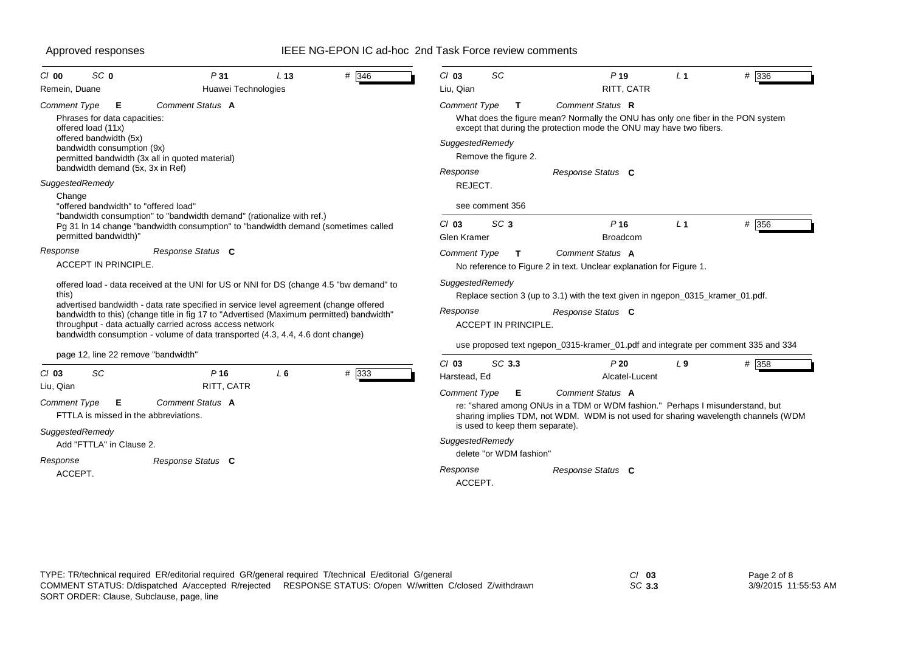Approved responses

IEEE NG-EPON IC ad-hoc 2nd Task Force review comments

---

**Cl** 00 **SC** 0 **P** 31 **L** 13 **#** 346

Remein, Duane — Huawei Technologies

*Comment Type* **E** *Comment Status* **A**

Phrases for data capacities:
offered load (11x)
offered bandwidth (5x)
bandwidth consumption (9x)
permitted bandwidth (3x all in quoted material)
bandwidth demand (5x, 3x in Ref)

*SuggestedRemedy*

Change
"offered bandwidth" to "offered load"
"bandwidth consumption" to "bandwidth demand" (rationalize with ref.)
Pg 31 ln 14 change "bandwidth consumption" to "bandwidth demand (sometimes called permitted bandwidth)"

*Response* *Response Status* **C**

ACCEPT IN PRINCIPLE.

offered load - data received at the UNI for US or NNI for DS (change 4.5 "bw demand" to this)
advertised bandwidth - data rate specified in service level agreement (change offered bandwidth to this) (change title in fig 17 to "Advertised (Maximum permitted) bandwidth"
throughput - data actually carried across access network
bandwidth consumption - volume of data transported (4.3, 4.4, 4.6 dont change)

page 12, line 22 remove "bandwidth"

---

**Cl** 03 **SC** **P** 16 **L** 6 **#** 333

Liu, Qian — RITT, CATR

*Comment Type* **E** *Comment Status* **A**

FTTLA is missed in the abbreviations.

*SuggestedRemedy*

Add "FTTLA" in Clause 2.

*Response* *Response Status* **C**

ACCEPT.

---

**Cl** 03 **SC** **P** 19 **L** 1 **#** 336

Liu, Qian — RITT, CATR

*Comment Type* **T** *Comment Status* **R**

What does the figure mean? Normally the ONU has only one fiber in the PON system except that during the protection mode the ONU may have two fibers.

*SuggestedRemedy*

Remove the figure 2.

*Response* *Response Status* **C**

REJECT.

see comment 356

---

**Cl** 03 **SC** 3 **P** 16 **L** 1 **#** 356

Glen Kramer — Broadcom

*Comment Type* **T** *Comment Status* **A**

No reference to Figure 2 in text. Unclear explanation for Figure 1.

*SuggestedRemedy*

Replace section 3 (up to 3.1) with the text given in ngepon_0315_kramer_01.pdf.

*Response* *Response Status* **C**

ACCEPT IN PRINCIPLE.

use proposed text ngepon_0315-kramer_01.pdf and integrate per comment 335 and 334

---

**Cl** 03 **SC** 3.3 **P** 20 **L** 9 **#** 358

Harstead, Ed — Alcatel-Lucent

*Comment Type* **E** *Comment Status* **A**

re: "shared among ONUs in a TDM or WDM fashion." Perhaps I misunderstand, but sharing implies TDM, not WDM. WDM is not used for sharing wavelength channels (WDM is used to keep them separate).

*SuggestedRemedy*

delete "or WDM fashion"

*Response* *Response Status* **C**

ACCEPT.

---

TYPE: TR/technical required ER/editorial required GR/general required T/technical E/editorial G/general
COMMENT STATUS: D/dispatched A/accepted R/rejected RESPONSE STATUS: O/open W/written C/closed Z/withdrawn
SORT ORDER: Clause, Subclause, page, line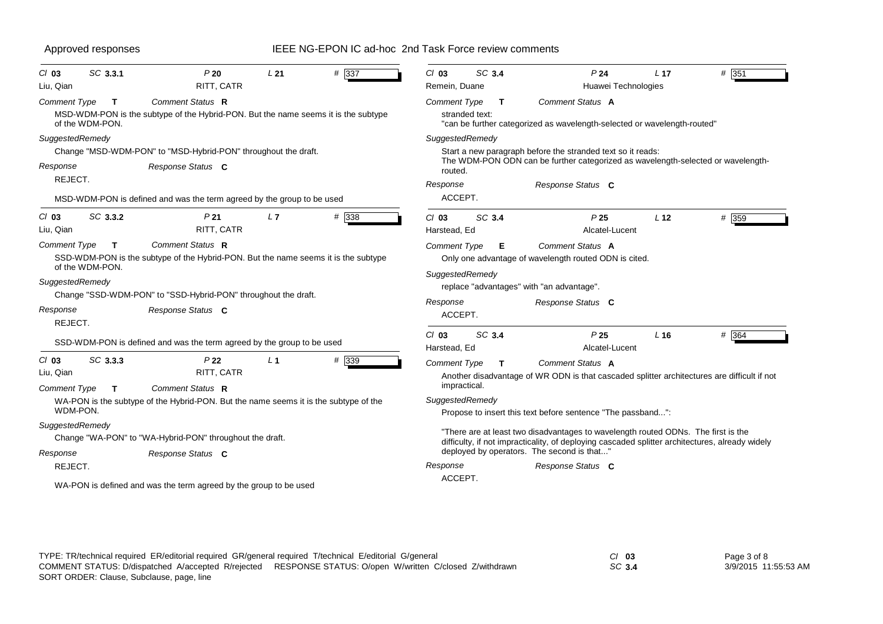Approved responses — IEEE NG-EPON IC ad-hoc 2nd Task Force review comments

---

*Cl* **03** *SC* **3.3.1** *P* **20** *L* **21** # 337

Liu, Qian — RITT, CATR

*Comment Type* **T** *Comment Status* **R**

MSD-WDM-PON is the subtype of the Hybrid-PON. But the name seems it is the subtype of the WDM-PON.

*SuggestedRemedy*

Change "MSD-WDM-PON" to "MSD-Hybrid-PON" throughout the draft.

*Response* *Response Status* **C**

REJECT.

MSD-WDM-PON is defined and was the term agreed by the group to be used

---

*Cl* **03** *SC* **3.3.2** *P* **21** *L* **7** # 338

Liu, Qian — RITT, CATR

*Comment Type* **T** *Comment Status* **R**

SSD-WDM-PON is the subtype of the Hybrid-PON. But the name seems it is the subtype of the WDM-PON.

*SuggestedRemedy*

Change "SSD-WDM-PON" to "SSD-Hybrid-PON" throughout the draft.

*Response* *Response Status* **C**

REJECT.

SSD-WDM-PON is defined and was the term agreed by the group to be used

---

*Cl* **03** *SC* **3.3.3** *P* **22** *L* **1** # 339

Liu, Qian — RITT, CATR

*Comment Type* **T** *Comment Status* **R**

WA-PON is the subtype of the Hybrid-PON. But the name seems it is the subtype of the WDM-PON.

*SuggestedRemedy*

Change "WA-PON" to "WA-Hybrid-PON" throughout the draft.

*Response* *Response Status* **C**

REJECT.

WA-PON is defined and was the term agreed by the group to be used

---

*Cl* **03** *SC* **3.4** *P* **24** *L* **17** # 351

Remein, Duane — Huawei Technologies

*Comment Type* **T** *Comment Status* **A**

stranded text:
"can be further categorized as wavelength-selected or wavelength-routed"

*SuggestedRemedy*

Start a new paragraph before the stranded text so it reads:
The WDM-PON ODN can be further categorized as wavelength-selected or wavelength-routed.

*Response* *Response Status* **C**

ACCEPT.

---

*Cl* **03** *SC* **3.4** *P* **25** *L* **12** # 359

Harstead, Ed — Alcatel-Lucent

*Comment Type* **E** *Comment Status* **A**

Only one advantage of wavelength routed ODN is cited.

*SuggestedRemedy*

replace "advantages" with "an advantage".

*Response* *Response Status* **C**

ACCEPT.

---

*Cl* **03** *SC* **3.4** *P* **25** *L* **16** # 364

Harstead, Ed — Alcatel-Lucent

*Comment Type* **T** *Comment Status* **A**

Another disadvantage of WR ODN is that cascaded splitter architectures are difficult if not impractical.

*SuggestedRemedy*

Propose to insert this text before sentence "The passband...":

"There are at least two disadvantages to wavelength routed ODNs. The first is the difficulty, if not impracticality, of deploying cascaded splitter architectures, already widely deployed by operators. The second is that..."

*Response* *Response Status* **C**

ACCEPT.

---

TYPE: TR/technical required ER/editorial required GR/general required T/technical E/editorial G/general
COMMENT STATUS: D/dispatched A/accepted R/rejected RESPONSE STATUS: O/open W/written C/closed Z/withdrawn
SORT ORDER: Clause, Subclause, page, line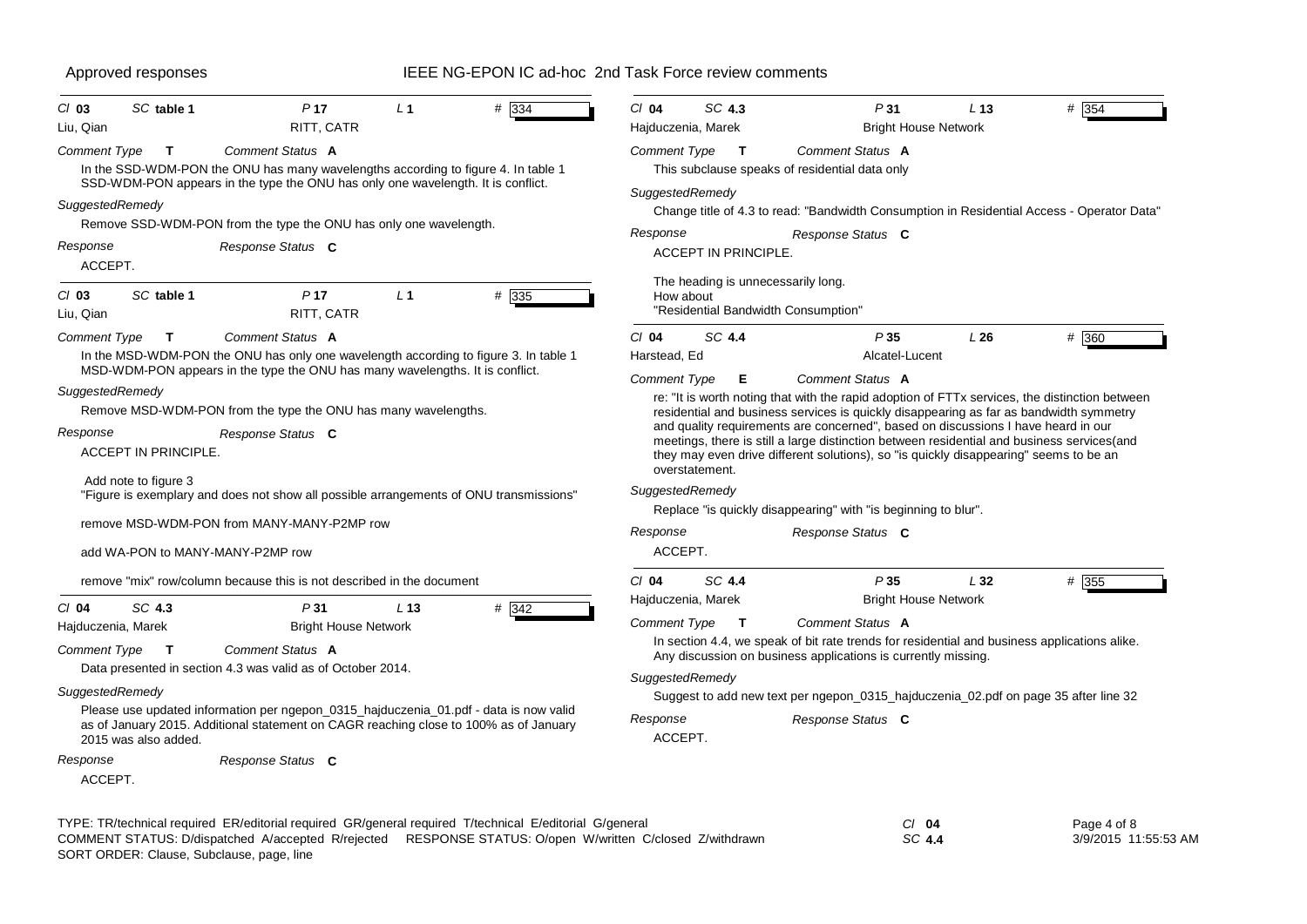| Cl 03 | SC table 1 | P 17 | L 1 | # 334 |
|---|---|---|---|---|
| Liu, Qian | | RITT, CATR | | |

*Comment Type* **T** *Comment Status* **A**

In the SSD-WDM-PON the ONU has many wavelengths according to figure 4. In table 1 SSD-WDM-PON appears in the type the ONU has only one wavelength. It is conflict.

*SuggestedRemedy*

Remove SSD-WDM-PON from the type the ONU has only one wavelength.

*Response* *Response Status* **C**

ACCEPT.

---

| Cl 03 | SC table 1 | P 17 | L 1 | # 335 |
|---|---|---|---|---|
| Liu, Qian | | RITT, CATR | | |

*Comment Type* **T** *Comment Status* **A**

In the MSD-WDM-PON the ONU has only one wavelength according to figure 3. In table 1 MSD-WDM-PON appears in the type the ONU has many wavelengths. It is conflict.

*SuggestedRemedy*

Remove MSD-WDM-PON from the type the ONU has many wavelengths.

*Response* *Response Status* **C**

ACCEPT IN PRINCIPLE.

Add note to figure 3
"Figure is exemplary and does not show all possible arrangements of ONU transmissions"

remove MSD-WDM-PON from MANY-MANY-P2MP row

add WA-PON to MANY-MANY-P2MP row

remove "mix" row/column because this is not described in the document

---

| Cl 04 | SC 4.3 | P 31 | L 13 | # 342 |
|---|---|---|---|---|
| Hajduczenia, Marek | | Bright House Network | | |

*Comment Type* **T** *Comment Status* **A**

Data presented in section 4.3 was valid as of October 2014.

*SuggestedRemedy*

Please use updated information per ngepon_0315_hajduczenia_01.pdf - data is now valid as of January 2015. Additional statement on CAGR reaching close to 100% as of January 2015 was also added.

*Response* *Response Status* **C**

ACCEPT.

---

| Cl 04 | SC 4.3 | P 31 | L 13 | # 354 |
|---|---|---|---|---|
| Hajduczenia, Marek | | Bright House Network | | |

*Comment Type* **T** *Comment Status* **A**

This subclause speaks of residential data only

*SuggestedRemedy*

Change title of 4.3 to read: "Bandwidth Consumption in Residential Access - Operator Data"

*Response* *Response Status* **C**

ACCEPT IN PRINCIPLE.

The heading is unnecessarily long.
How about
"Residential Bandwidth Consumption"

---

| Cl 04 | SC 4.4 | P 35 | L 26 | # 360 |
|---|---|---|---|---|
| Harstead, Ed | | Alcatel-Lucent | | |

*Comment Type* **E** *Comment Status* **A**

re: "It is worth noting that with the rapid adoption of FTTx services, the distinction between residential and business services is quickly disappearing as far as bandwidth symmetry and quality requirements are concerned", based on discussions I have heard in our meetings, there is still a large distinction between residential and business services(and they may even drive different solutions), so "is quickly disappearing" seems to be an overstatement.

*SuggestedRemedy*

Replace "is quickly disappearing" with "is beginning to blur".

*Response* *Response Status* **C**

ACCEPT.

---

| Cl 04 | SC 4.4 | P 35 | L 32 | # 355 |
|---|---|---|---|---|
| Hajduczenia, Marek | | Bright House Network | | |

*Comment Type* **T** *Comment Status* **A**

In section 4.4, we speak of bit rate trends for residential and business applications alike. Any discussion on business applications is currently missing.

*SuggestedRemedy*

Suggest to add new text per ngepon_0315_hajduczenia_02.pdf on page 35 after line 32

*Response* *Response Status* **C**

ACCEPT.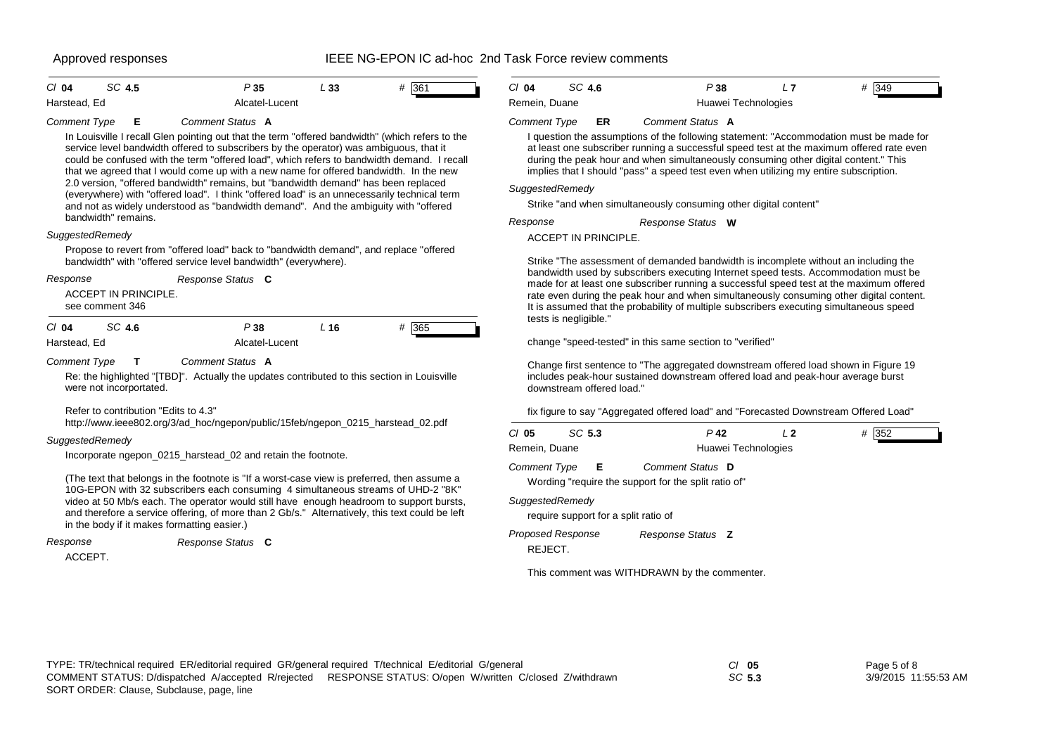Approved responses

# IEEE NG-EPON IC ad-hoc 2nd Task Force review comments

**Cl 04 SC 4.5 P 35 L 33 # 361**
Harstead, Ed — Alcatel-Lucent

*Comment Type* **E** *Comment Status* **A**

In Louisville I recall Glen pointing out that the term "offered bandwidth" (which refers to the service level bandwidth offered to subscribers by the operator) was ambiguous, that it could be confused with the term "offered load", which refers to bandwidth demand. I recall that we agreed that I would come up with a new name for offered bandwidth. In the new 2.0 version, "offered bandwidth" remains, but "bandwidth demand" has been replaced (everywhere) with "offered load". I think "offered load" is an unnecessarily technical term and not as widely understood as "bandwidth demand". And the ambiguity with "offered bandwidth" remains.

*SuggestedRemedy*

Propose to revert from "offered load" back to "bandwidth demand", and replace "offered bandwidth" with "offered service level bandwidth" (everywhere).

*Response* *Response Status* **C**

ACCEPT IN PRINCIPLE.
see comment 346

---

**Cl 04 SC 4.6 P 38 L 16 # 365**
Harstead, Ed — Alcatel-Lucent

*Comment Type* **T** *Comment Status* **A**

Re: the highlighted "[TBD]". Actually the updates contributed to this section in Louisville were not incorporated.

Refer to contribution "Edits to 4.3"
http://www.ieee802.org/3/ad_hoc/ngepon/public/15feb/ngepon_0215_harstead_02.pdf

*SuggestedRemedy*

Incorporate ngepon_0215_harstead_02 and retain the footnote.

(The text that belongs in the footnote is "If a worst-case view is preferred, then assume a 10G-EPON with 32 subscribers each consuming 4 simultaneous streams of UHD-2 "8K" video at 50 Mb/s each. The operator would still have enough headroom to support bursts, and therefore a service offering, of more than 2 Gb/s." Alternatively, this text could be left in the body if it makes formatting easier.)

*Response* *Response Status* **C**

ACCEPT.

---

**Cl 04 SC 4.6 P 38 L 7 # 349**
Remein, Duane — Huawei Technologies

*Comment Type* **ER** *Comment Status* **A**

I question the assumptions of the following statement: "Accommodation must be made for at least one subscriber running a successful speed test at the maximum offered rate even during the peak hour and when simultaneously consuming other digital content." This implies that I should "pass" a speed test even when utilizing my entire subscription.

*SuggestedRemedy*

Strike "and when simultaneously consuming other digital content"

*Response* *Response Status* **W**

ACCEPT IN PRINCIPLE.

Strike "The assessment of demanded bandwidth is incomplete without an including the bandwidth used by subscribers executing Internet speed tests. Accommodation must be made for at least one subscriber running a successful speed test at the maximum offered rate even during the peak hour and when simultaneously consuming other digital content. It is assumed that the probability of multiple subscribers executing simultaneous speed tests is negligible."

change "speed-tested" in this same section to "verified"

Change first sentence to "The aggregated downstream offered load shown in Figure 19 includes peak-hour sustained downstream offered load and peak-hour average burst downstream offered load."

fix figure to say "Aggregated offered load" and "Forecasted Downstream Offered Load"

---

**Cl 05 SC 5.3 P 42 L 2 # 352**
Remein, Duane — Huawei Technologies

*Comment Type* **E** *Comment Status* **D**

Wording "require the support for the split ratio of"

*SuggestedRemedy*

require support for a split ratio of

*Proposed Response* *Response Status* **Z**

REJECT.

This comment was WITHDRAWN by the commenter.

---

TYPE: TR/technical required ER/editorial required GR/general required T/technical E/editorial G/general
COMMENT STATUS: D/dispatched A/accepted R/rejected RESPONSE STATUS: O/open W/written C/closed Z/withdrawn
SORT ORDER: Clause, Subclause, page, line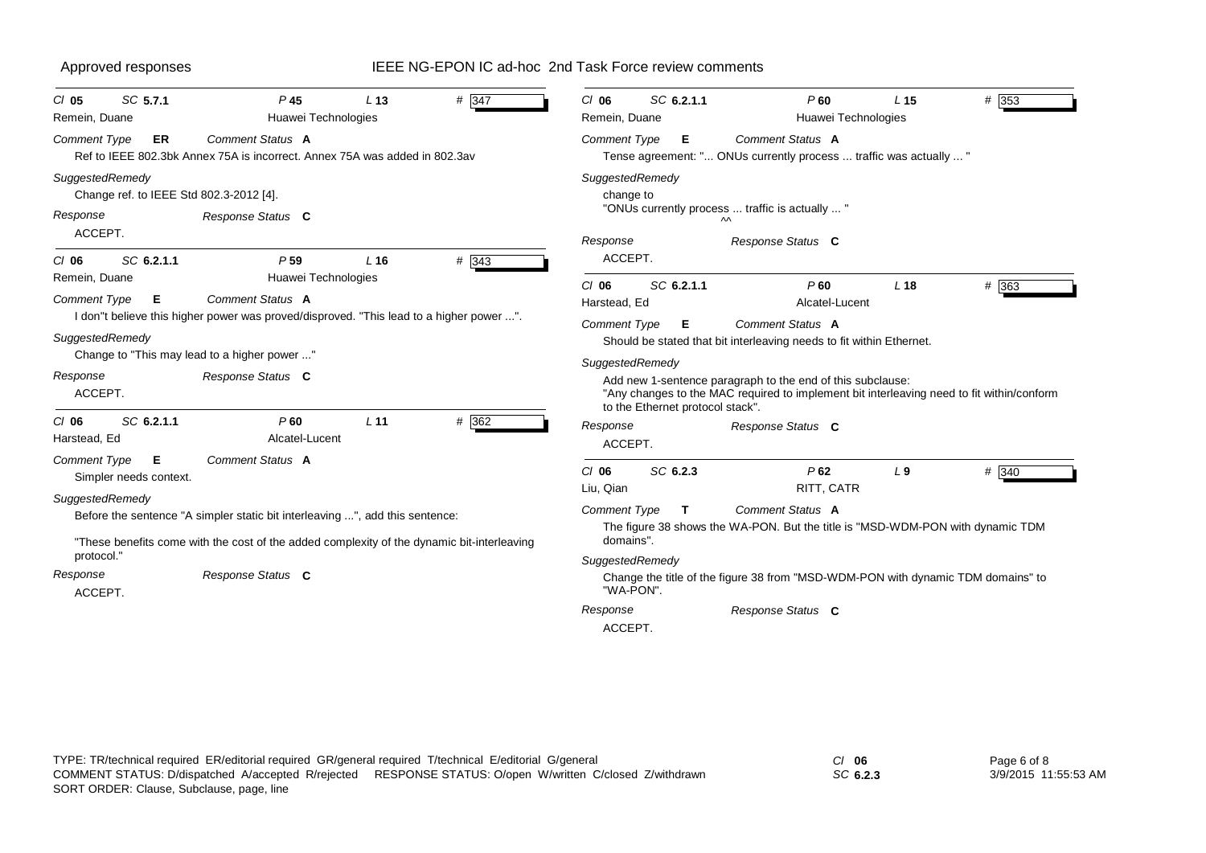Approved responses — IEEE NG-EPON IC ad-hoc 2nd Task Force review comments

---

Cl **05** SC **5.7.1** P **45** L **13** # **347**

Remein, Duane — Huawei Technologies

*Comment Type* **ER** *Comment Status* **A**

Ref to IEEE 802.3bk Annex 75A is incorrect. Annex 75A was added in 802.3av

*SuggestedRemedy*

Change ref. to IEEE Std 802.3-2012 [4].

*Response* *Response Status* **C**

ACCEPT.

---

Cl **06** SC **6.2.1.1** P **59** L **16** # **343**

Remein, Duane — Huawei Technologies

*Comment Type* **E** *Comment Status* **A**

I don''t believe this higher power was proved/disproved. "This lead to a higher power ...".

*SuggestedRemedy*

Change to "This may lead to a higher power ..."

*Response* *Response Status* **C**

ACCEPT.

---

Cl **06** SC **6.2.1.1** P **60** L **11** # **362**

Harstead, Ed — Alcatel-Lucent

*Comment Type* **E** *Comment Status* **A**

Simpler needs context.

*SuggestedRemedy*

Before the sentence "A simpler static bit interleaving ...", add this sentence:

"These benefits come with the cost of the added complexity of the dynamic bit-interleaving protocol."

*Response* *Response Status* **C**

ACCEPT.

---

Cl **06** SC **6.2.1.1** P **60** L **15** # **353**

Remein, Duane — Huawei Technologies

*Comment Type* **E** *Comment Status* **A**

Tense agreement: "... ONUs currently process ... traffic was actually ... "

*SuggestedRemedy*

change to

"ONUs currently process ... traffic is actually ... "

^^

*Response* *Response Status* **C**

ACCEPT.

---

Cl **06** SC **6.2.1.1** P **60** L **18** # **363**

Harstead, Ed — Alcatel-Lucent

*Comment Type* **E** *Comment Status* **A**

Should be stated that bit interleaving needs to fit within Ethernet.

*SuggestedRemedy*

Add new 1-sentence paragraph to the end of this subclause:

"Any changes to the MAC required to implement bit interleaving need to fit within/conform to the Ethernet protocol stack".

*Response* *Response Status* **C**

ACCEPT.

---

Cl **06** SC **6.2.3** P **62** L **9** # **340**

Liu, Qian — RITT, CATR

*Comment Type* **T** *Comment Status* **A**

The figure 38 shows the WA-PON. But the title is "MSD-WDM-PON with dynamic TDM domains".

*SuggestedRemedy*

Change the title of the figure 38 from "MSD-WDM-PON with dynamic TDM domains" to "WA-PON".

*Response* *Response Status* **C**

ACCEPT.

---

TYPE: TR/technical required ER/editorial required GR/general required T/technical E/editorial G/general
COMMENT STATUS: D/dispatched A/accepted R/rejected RESPONSE STATUS: O/open W/written C/closed Z/withdrawn
SORT ORDER: Clause, Subclause, page, line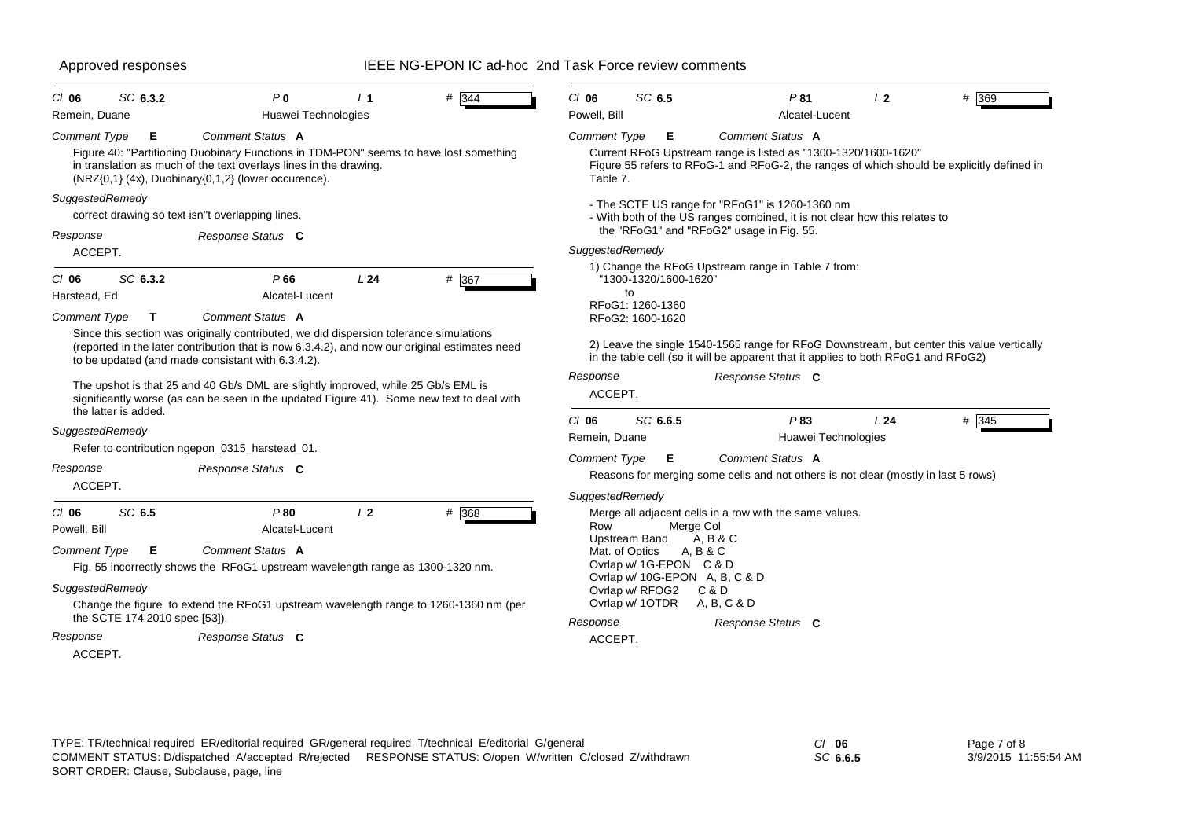Approved responses — IEEE NG-EPON IC ad-hoc 2nd Task Force review comments

---

**Cl 06 SC 6.3.2 P 0 L 1 # 344**
Remein, Duane — Huawei Technologies

*Comment Type* **E** *Comment Status* **A**

Figure 40: "Partitioning Duobinary Functions in TDM-PON" seems to have lost something in translation as much of the text overlays lines in the drawing.
(NRZ{0,1} (4x), Duobinary{0,1,2} (lower occurence).

*SuggestedRemedy*

correct drawing so text isn"t overlapping lines.

*Response* *Response Status* **C**

ACCEPT.

---

**Cl 06 SC 6.3.2 P 66 L 24 # 367**
Harstead, Ed — Alcatel-Lucent

*Comment Type* **T** *Comment Status* **A**

Since this section was originally contributed, we did dispersion tolerance simulations (reported in the later contribution that is now 6.3.4.2), and now our original estimates need to be updated (and made consistant with 6.3.4.2).

The upshot is that 25 and 40 Gb/s DML are slightly improved, while 25 Gb/s EML is significantly worse (as can be seen in the updated Figure 41). Some new text to deal with the latter is added.

*SuggestedRemedy*

Refer to contribution ngepon_0315_harstead_01.

*Response* *Response Status* **C**

ACCEPT.

---

**Cl 06 SC 6.5 P 80 L 2 # 368**
Powell, Bill — Alcatel-Lucent

*Comment Type* **E** *Comment Status* **A**

Fig. 55 incorrectly shows the RFoG1 upstream wavelength range as 1300-1320 nm.

*SuggestedRemedy*

Change the figure to extend the RFoG1 upstream wavelength range to 1260-1360 nm (per the SCTE 174 2010 spec [53]).

*Response* *Response Status* **C**

ACCEPT.

---

**Cl 06 SC 6.5 P 81 L 2 # 369**
Powell, Bill — Alcatel-Lucent

*Comment Type* **E** *Comment Status* **A**

Current RFoG Upstream range is listed as "1300-1320/1600-1620"
Figure 55 refers to RFoG-1 and RFoG-2, the ranges of which should be explicitly defined in Table 7.

- The SCTE US range for "RFoG1" is 1260-1360 nm
- With both of the US ranges combined, it is not clear how this relates to the "RFoG1" and "RFoG2" usage in Fig. 55.

*SuggestedRemedy*

1) Change the RFoG Upstream range in Table 7 from:
"1300-1320/1600-1620"
to
RFoG1: 1260-1360
RFoG2: 1600-1620

2) Leave the single 1540-1565 range for RFoG Downstream, but center this value vertically in the table cell (so it will be apparent that it applies to both RFoG1 and RFoG2)

*Response* *Response Status* **C**

ACCEPT.

---

**Cl 06 SC 6.6.5 P 83 L 24 # 345**
Remein, Duane — Huawei Technologies

*Comment Type* **E** *Comment Status* **A**

Reasons for merging some cells and not others is not clear (mostly in last 5 rows)

*SuggestedRemedy*

Merge all adjacent cells in a row with the same values.

| Row | Merge Col |
|---|---|
| Upstream Band | A, B & C |
| Mat. of Optics | A, B & C |
| Ovrlap w/ 1G-EPON | C & D |
| Ovrlap w/ 10G-EPON | A, B, C & D |
| Ovrlap w/ RFOG2 | C & D |
| Ovrlap w/ 1OTDR | A, B, C & D |

*Response* *Response Status* **C**

ACCEPT.

---

TYPE: TR/technical required ER/editorial required GR/general required T/technical E/editorial G/general
COMMENT STATUS: D/dispatched A/accepted R/rejected RESPONSE STATUS: O/open W/written C/closed Z/withdrawn
SORT ORDER: Clause, Subclause, page, line

Cl 06 SC 6.6.5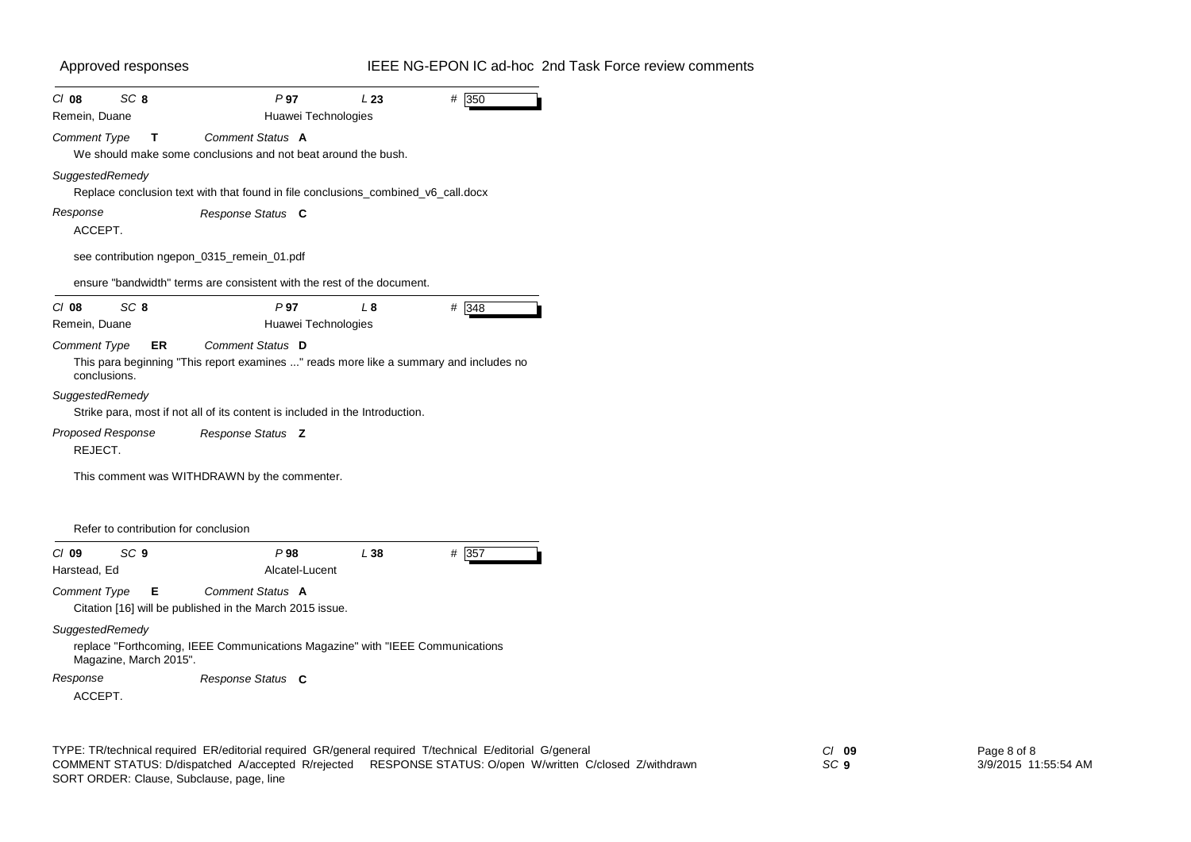**Cl 08 SC 8 P 97 L 23 # 350**

Remein, Duane — Huawei Technologies

*Comment Type* **T** *Comment Status* **A**

We should make some conclusions and not beat around the bush.

*SuggestedRemedy*

Replace conclusion text with that found in file conclusions_combined_v6_call.docx

*Response* *Response Status* **C**

ACCEPT.

see contribution ngepon_0315_remein_01.pdf

ensure "bandwidth" terms are consistent with the rest of the document.

---

**Cl 08 SC 8 P 97 L 8 # 348**

Remein, Duane — Huawei Technologies

*Comment Type* **ER** *Comment Status* **D**

This para beginning "This report examines ..." reads more like a summary and includes no conclusions.

*SuggestedRemedy*

Strike para, most if not all of its content is included in the Introduction.

*Proposed Response* *Response Status* **Z**

REJECT.

This comment was WITHDRAWN by the commenter.

Refer to contribution for conclusion

---

**Cl 09 SC 9 P 98 L 38 # 357**

Harstead, Ed — Alcatel-Lucent

*Comment Type* **E** *Comment Status* **A**

Citation [16] will be published in the March 2015 issue.

*SuggestedRemedy*

replace "Forthcoming, IEEE Communications Magazine" with "IEEE Communications Magazine, March 2015".

*Response* *Response Status* **C**

ACCEPT.

---

TYPE: TR/technical required ER/editorial required GR/general required T/technical E/editorial G/general
COMMENT STATUS: D/dispatched A/accepted R/rejected RESPONSE STATUS: O/open W/written C/closed Z/withdrawn
SORT ORDER: Clause, Subclause, page, line